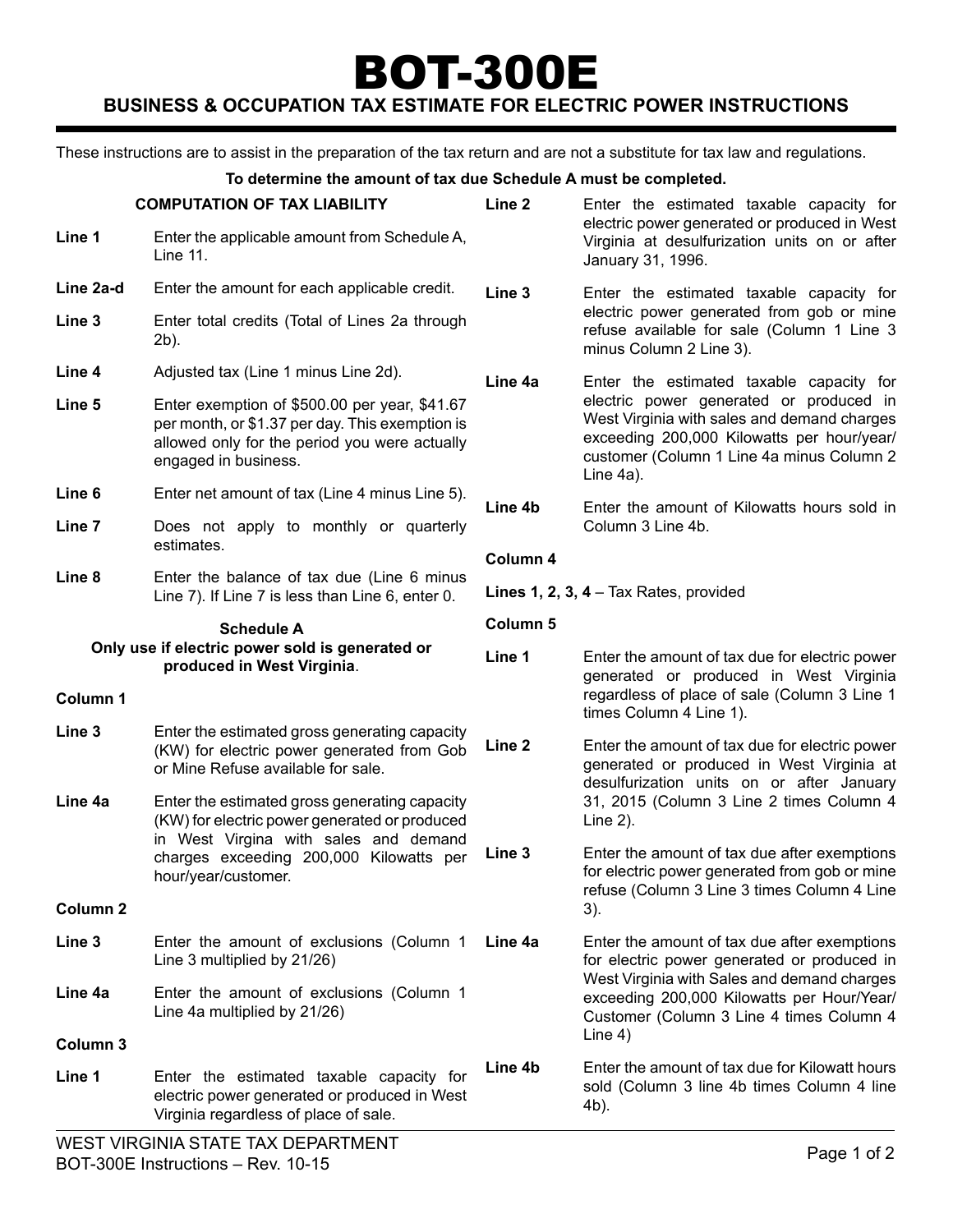# BOT-300E

## BUSINESS & OCCUPATION TAX ESTIMATE FOR ELECTRIC POWER INSTRUCTIONS

These instructions are to assist in the preparation of the tax return and are not a substitute for tax law and regulations.

**To determine the amount of tax due Schedule A must be completed.**

### COMPUTATION OF TAX LIABILITY

**Line 1** Enter the applicable amount from Schedule A, Line 11.

**Line 2a-d** Enter the amount for each applicable credit.

**Line 3** Enter total credits (Total of Lines 2a through 2b).

**Line 4** Adjusted tax (Line 1 minus Line 2d).

**Line 5** Enter exemption of $500.00 per year, $41.67 per month, or $1.37 per day. This exemption is allowed only for the period you were actually engaged in business.

**Line 6** Enter net amount of tax (Line 4 minus Line 5).

**Line 7** Does not apply to monthly or quarterly estimates.

**Line 8** Enter the balance of tax due (Line 6 minus Line 7). If Line 7 is less than Line 6, enter 0.

### Schedule A

**Only use if electric power sold is generated or produced in West Virginia**.

**Column 1**

**Line 3** Enter the estimated gross generating capacity (KW) for electric power generated from Gob or Mine Refuse available for sale.

**Line 4a** Enter the estimated gross generating capacity (KW) for electric power generated or produced in West Virgina with sales and demand charges exceeding 200,000 Kilowatts per hour/year/customer.

**Column 2**

**Line 3** Enter the amount of exclusions (Column 1 Line 3 multiplied by 21/26)

**Line 4a** Enter the amount of exclusions (Column 1 Line 4a multiplied by 21/26)

**Column 3**

**Line 1** Enter the estimated taxable capacity for electric power generated or produced in West Virginia regardless of place of sale.

**Line 2** Enter the estimated taxable capacity for electric power generated or produced in West Virginia at desulfurization units on or after January 31, 1996.

**Line 3** Enter the estimated taxable capacity for electric power generated from gob or mine refuse available for sale (Column 1 Line 3 minus Column 2 Line 3).

**Line 4a** Enter the estimated taxable capacity for electric power generated or produced in West Virginia with sales and demand charges exceeding 200,000 Kilowatts per hour/year/customer (Column 1 Line 4a minus Column 2 Line 4a).

**Line 4b** Enter the amount of Kilowatts hours sold in Column 3 Line 4b.

**Column 4**

**Lines 1, 2, 3, 4** – Tax Rates, provided

**Column 5**

**Line 1** Enter the amount of tax due for electric power generated or produced in West Virginia regardless of place of sale (Column 3 Line 1 times Column 4 Line 1).

**Line 2** Enter the amount of tax due for electric power generated or produced in West Virginia at desulfurization units on or after January 31, 2015 (Column 3 Line 2 times Column 4 Line 2).

**Line 3** Enter the amount of tax due after exemptions for electric power generated from gob or mine refuse (Column 3 Line 3 times Column 4 Line 3).

**Line 4a** Enter the amount of tax due after exemptions for electric power generated or produced in West Virginia with Sales and demand charges exceeding 200,000 Kilowatts per Hour/Year/Customer (Column 3 Line 4 times Column 4 Line 4)

**Line 4b** Enter the amount of tax due for Kilowatt hours sold (Column 3 line 4b times Column 4 line 4b).

WEST VIRGINIA STATE TAX DEPARTMENT
BOT-300E Instructions – Rev. 10-15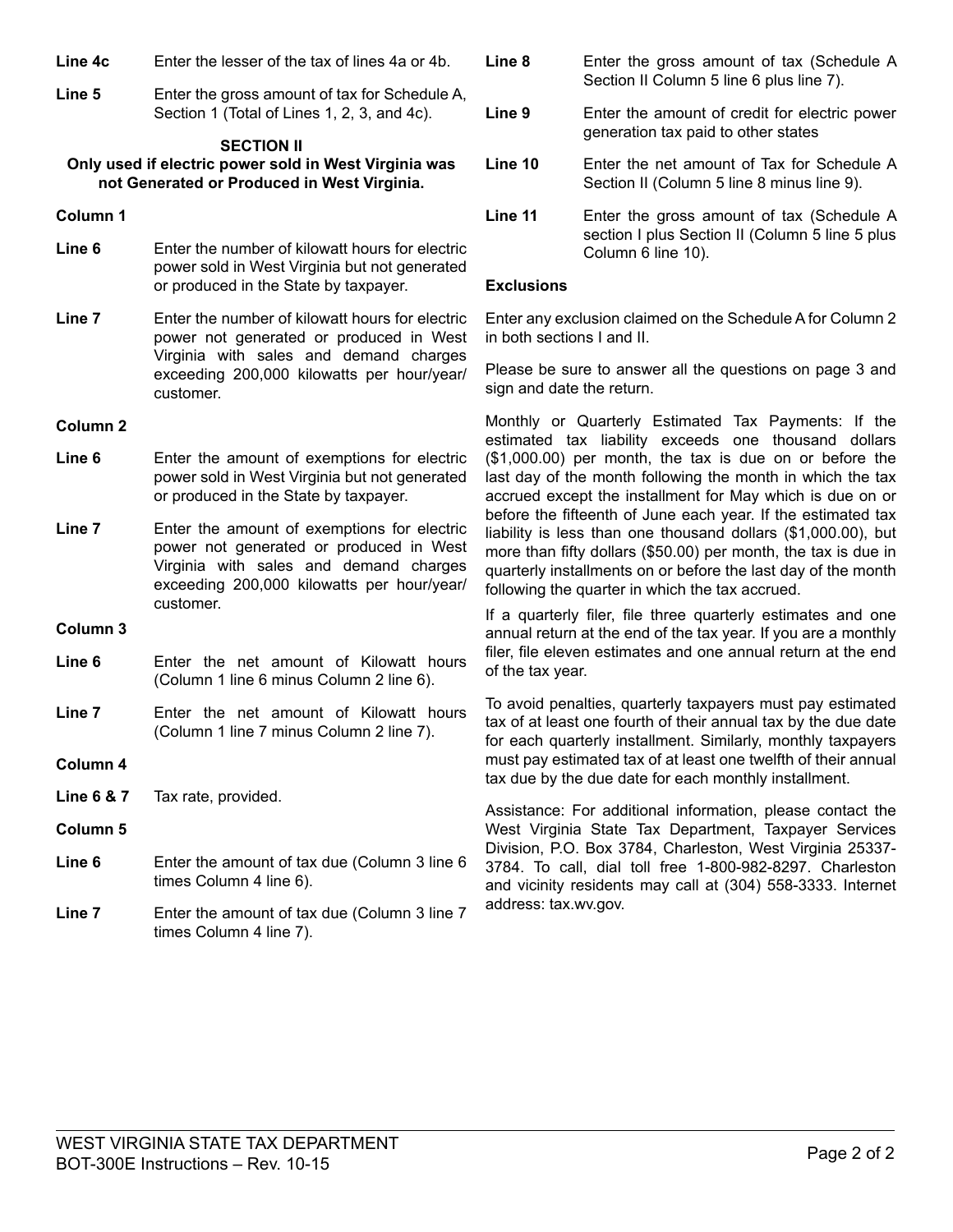**Line 4c** Enter the lesser of the tax of lines 4a or 4b.

**Line 5** Enter the gross amount of tax for Schedule A, Section 1 (Total of Lines 1, 2, 3, and 4c).

**SECTION II**

**Only used if electric power sold in West Virginia was not Generated or Produced in West Virginia.**

**Column 1**

**Line 6** Enter the number of kilowatt hours for electric power sold in West Virginia but not generated or produced in the State by taxpayer.

**Line 7** Enter the number of kilowatt hours for electric power not generated or produced in West Virginia with sales and demand charges exceeding 200,000 kilowatts per hour/year/customer.

**Column 2**

**Line 6** Enter the amount of exemptions for electric power sold in West Virginia but not generated or produced in the State by taxpayer.

**Line 7** Enter the amount of exemptions for electric power not generated or produced in West Virginia with sales and demand charges exceeding 200,000 kilowatts per hour/year/customer.

**Column 3**

**Line 6** Enter the net amount of Kilowatt hours (Column 1 line 6 minus Column 2 line 6).

**Line 7** Enter the net amount of Kilowatt hours (Column 1 line 7 minus Column 2 line 7).

**Column 4**

**Line 6 & 7** Tax rate, provided.

**Column 5**

**Line 6** Enter the amount of tax due (Column 3 line 6 times Column 4 line 6).

**Line 7** Enter the amount of tax due (Column 3 line 7 times Column 4 line 7).

**Line 8** Enter the gross amount of tax (Schedule A Section II Column 5 line 6 plus line 7).

**Line 9** Enter the amount of credit for electric power generation tax paid to other states

**Line 10** Enter the net amount of Tax for Schedule A Section II (Column 5 line 8 minus line 9).

**Line 11** Enter the gross amount of tax (Schedule A section I plus Section II (Column 5 line 5 plus Column 6 line 10).

**Exclusions**

Enter any exclusion claimed on the Schedule A for Column 2 in both sections I and II.

Please be sure to answer all the questions on page 3 and sign and date the return.

Monthly or Quarterly Estimated Tax Payments: If the estimated tax liability exceeds one thousand dollars ($1,000.00) per month, the tax is due on or before the last day of the month following the month in which the tax accrued except the installment for May which is due on or before the fifteenth of June each year. If the estimated tax liability is less than one thousand dollars ($1,000.00), but more than fifty dollars ($50.00) per month, the tax is due in quarterly installments on or before the last day of the month following the quarter in which the tax accrued.

If a quarterly filer, file three quarterly estimates and one annual return at the end of the tax year. If you are a monthly filer, file eleven estimates and one annual return at the end of the tax year.

To avoid penalties, quarterly taxpayers must pay estimated tax of at least one fourth of their annual tax by the due date for each quarterly installment. Similarly, monthly taxpayers must pay estimated tax of at least one twelfth of their annual tax due by the due date for each monthly installment.

Assistance: For additional information, please contact the West Virginia State Tax Department, Taxpayer Services Division, P.O. Box 3784, Charleston, West Virginia 25337-3784. To call, dial toll free 1-800-982-8297. Charleston and vicinity residents may call at (304) 558-3333. Internet address: tax.wv.gov.

WEST VIRGINIA STATE TAX DEPARTMENT
BOT-300E Instructions – Rev. 10-15